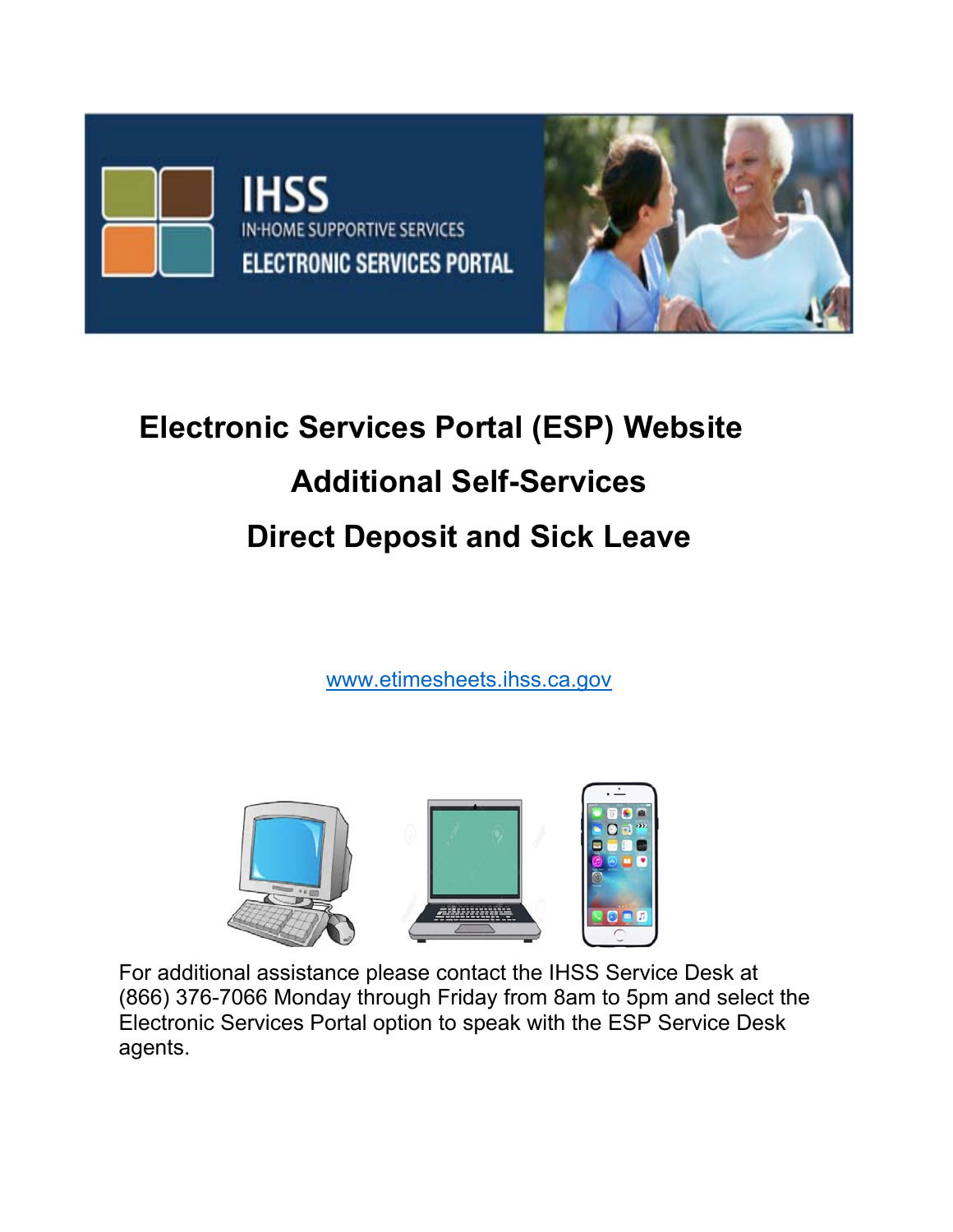IHSS

IN-HOME SUPPORTIVE SERVICES

ELECTRONIC SERVICES PORTAL

# Electronic Services Portal (ESP) Website

# Additional Self-Services

# Direct Deposit and Sick Leave

[www.etimesheets.ihss.ca.gov](http://www.etimesheets.ihss.ca.gov)

For additional assistance please contact the IHSS Service Desk at (866) 376-7066 Monday through Friday from 8am to 5pm and select the Electronic Services Portal option to speak with the ESP Service Desk agents.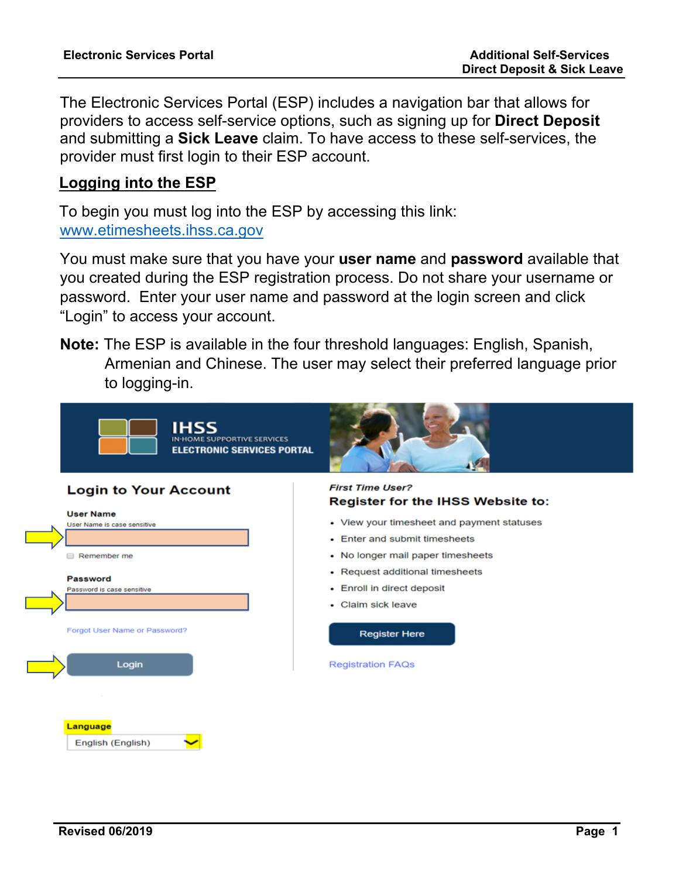The Electronic Services Portal (ESP) includes a navigation bar that allows for providers to access self-service options, such as signing up for **Direct Deposit** and submitting a **Sick Leave** claim. To have access to these self-services, the provider must first login to their ESP account.

## Logging into the ESP

To begin you must log into the ESP by accessing this link: www.etimesheets.ihss.ca.gov

You must make sure that you have your **user name** and **password** available that you created during the ESP registration process. Do not share your username or password. Enter your user name and password at the login screen and click "Login" to access your account.

**Note:** The ESP is available in the four threshold languages: English, Spanish, Armenian and Chinese. The user may select their preferred language prior to logging-in.

IHSS
IN-HOME SUPPORTIVE SERVICES
ELECTRONIC SERVICES PORTAL

**Login to Your Account**

User Name
User Name is case sensitive

Remember me

Password
Password is case sensitive

Forgot User Name or Password?

Login

Language
English (English)

*First Time User?*

**Register for the IHSS Website to:**

- View your timesheet and payment statuses
- Enter and submit timesheets
- No longer mail paper timesheets
- Request additional timesheets
- Enroll in direct deposit
- Claim sick leave

Register Here

Registration FAQs

Revised 06/2019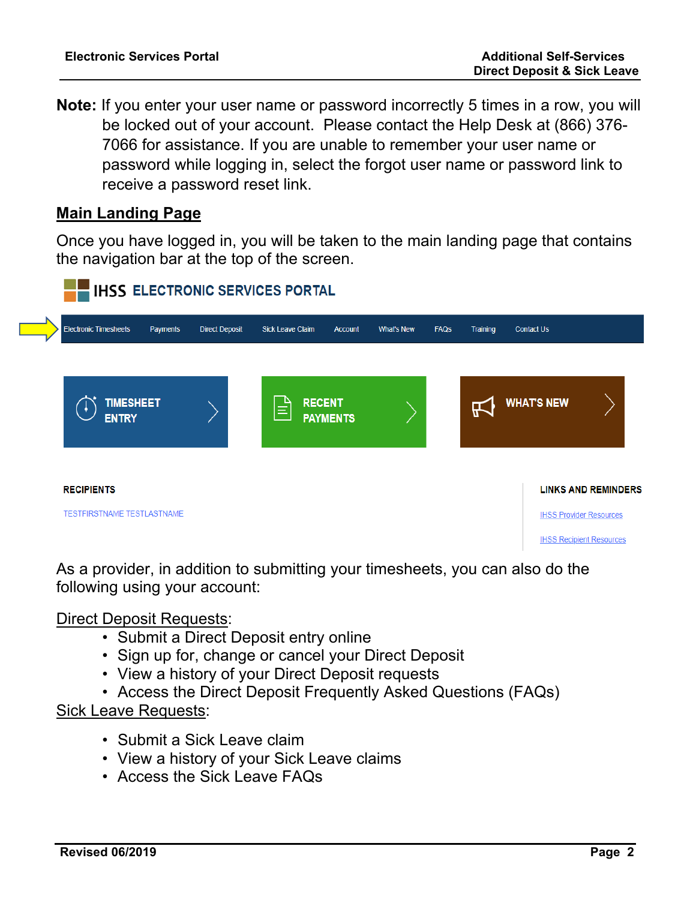**Note:** If you enter your user name or password incorrectly 5 times in a row, you will be locked out of your account. Please contact the Help Desk at (866) 376-7066 for assistance. If you are unable to remember your user name or password while logging in, select the forgot user name or password link to receive a password reset link.

## Main Landing Page

Once you have logged in, you will be taken to the main landing page that contains the navigation bar at the top of the screen.

As a provider, in addition to submitting your timesheets, you can also do the following using your account:

Direct Deposit Requests:

- Submit a Direct Deposit entry online
- Sign up for, change or cancel your Direct Deposit
- View a history of your Direct Deposit requests
- Access the Direct Deposit Frequently Asked Questions (FAQs)

Sick Leave Requests:

- Submit a Sick Leave claim
- View a history of your Sick Leave claims
- Access the Sick Leave FAQs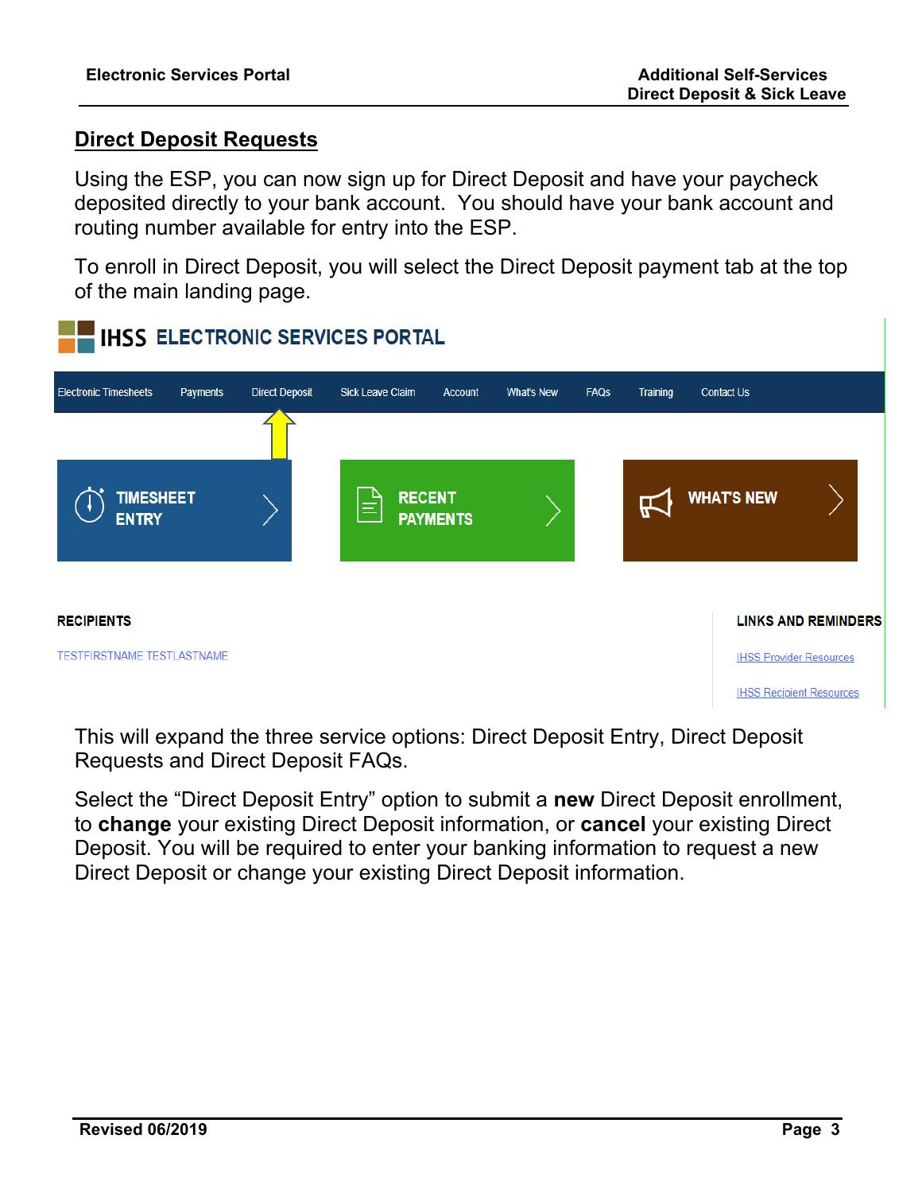## Direct Deposit Requests

Using the ESP, you can now sign up for Direct Deposit and have your paycheck deposited directly to your bank account. You should have your bank account and routing number available for entry into the ESP.

To enroll in Direct Deposit, you will select the Direct Deposit payment tab at the top of the main landing page.

IHSS ELECTRONIC SERVICES PORTAL

Electronic Timesheets | Payments | Direct Deposit | Sick Leave Claim | Account | What's New | FAQs | Training | Contact Us

TIMESHEET ENTRY

RECENT PAYMENTS

WHAT'S NEW

RECIPIENTS

TESTFIRSTNAME TESTLASTNAME

LINKS AND REMINDERS

IHSS Provider Resources

IHSS Recipient Resources

This will expand the three service options: Direct Deposit Entry, Direct Deposit Requests and Direct Deposit FAQs.

Select the "Direct Deposit Entry" option to submit a **new** Direct Deposit enrollment, to **change** your existing Direct Deposit information, or **cancel** your existing Direct Deposit. You will be required to enter your banking information to request a new Direct Deposit or change your existing Direct Deposit information.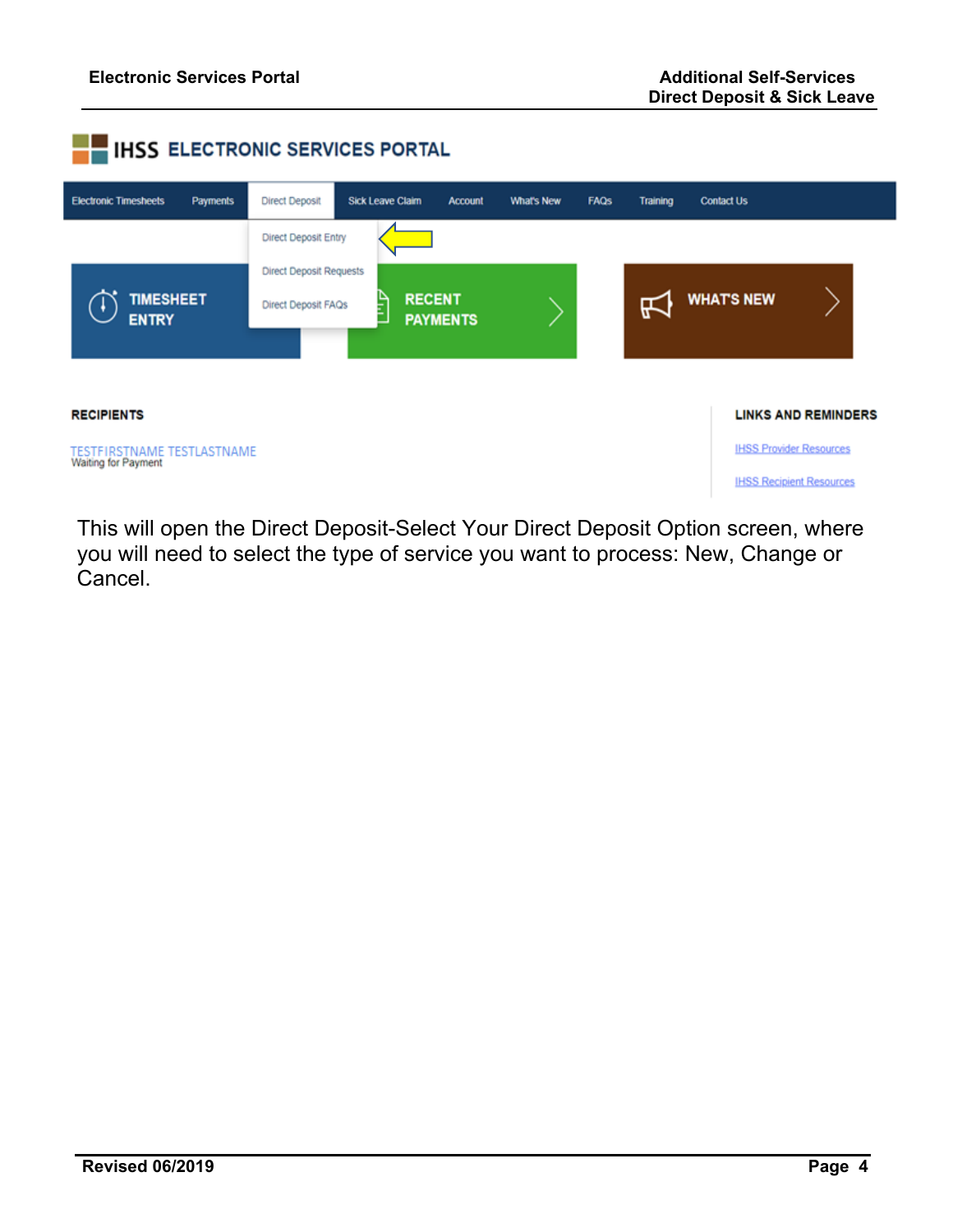This will open the Direct Deposit-Select Your Direct Deposit Option screen, where you will need to select the type of service you want to process: New, Change or Cancel.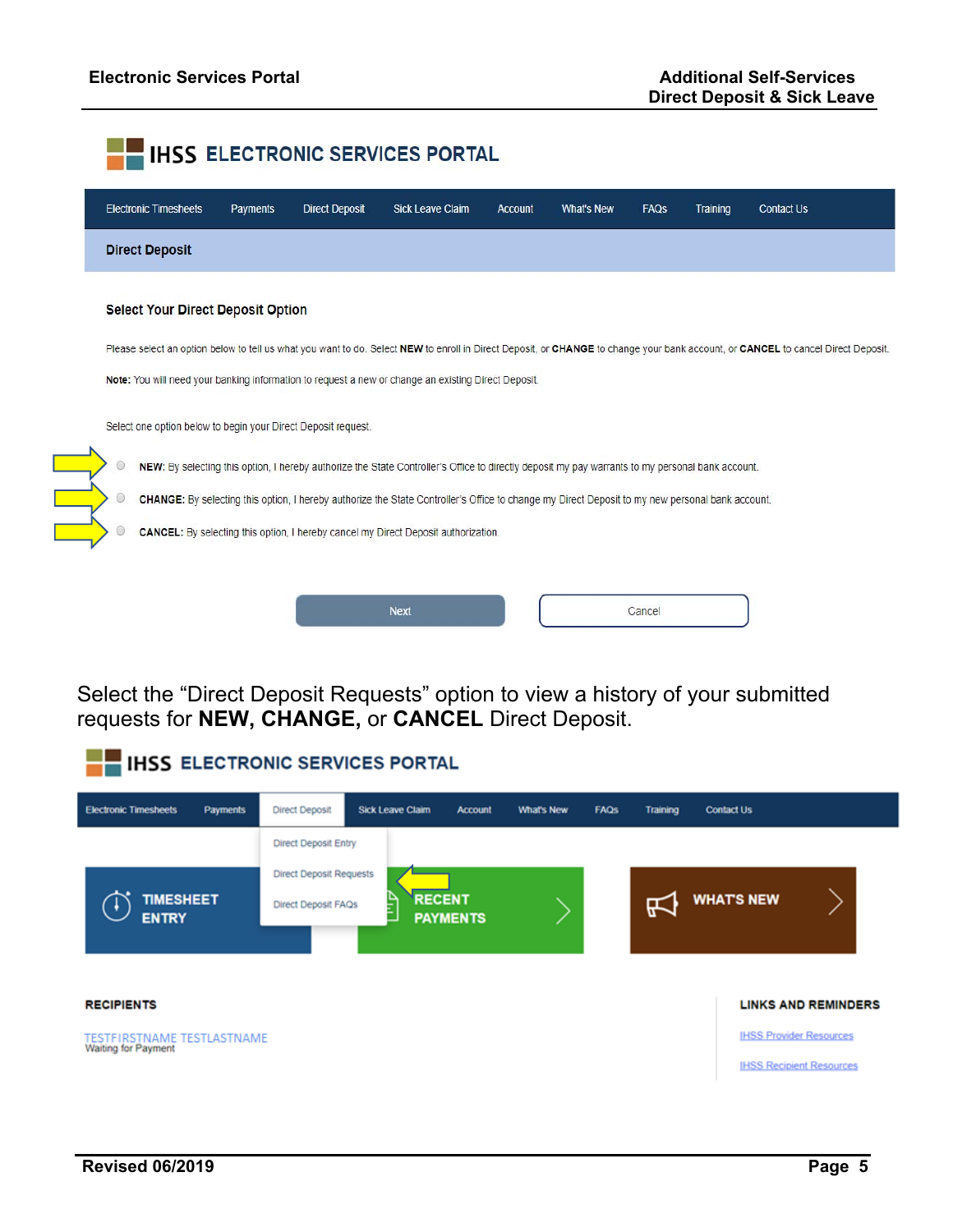## IHSS ELECTRONIC SERVICES PORTAL

Electronic Timesheets | Payments | Direct Deposit | Sick Leave Claim | Account | What's New | FAQs | Training | Contact Us

**Direct Deposit**

**Select Your Direct Deposit Option**

Please select an option below to tell us what you want to do. Select **NEW** to enroll in Direct Deposit, or **CHANGE** to change your bank account, or **CANCEL** to cancel Direct Deposit.

**Note:** You will need your banking information to request a new or change an existing Direct Deposit.

Select one option below to begin your Direct Deposit request.

- **NEW:** By selecting this option, I hereby authorize the State Controller's Office to directly deposit my pay warrants to my personal bank account.
- **CHANGE:** By selecting this option, I hereby authorize the State Controller's Office to change my Direct Deposit to my new personal bank account.
- **CANCEL:** By selecting this option, I hereby cancel my Direct Deposit authorization.

Next | Cancel

Select the "Direct Deposit Requests" option to view a history of your submitted requests for **NEW, CHANGE,** or **CANCEL** Direct Deposit.

## IHSS ELECTRONIC SERVICES PORTAL

Electronic Timesheets | Payments | Direct Deposit | Sick Leave Claim | Account | What's New | FAQs | Training | Contact Us

- Direct Deposit Entry
- Direct Deposit Requests
- Direct Deposit FAQs

TIMESHEET ENTRY | RECENT PAYMENTS | WHAT'S NEW

**RECIPIENTS**

TESTFIRSTNAME TESTLASTNAME
Waiting for Payment

**LINKS AND REMINDERS**

IHSS Provider Resources

IHSS Recipient Resources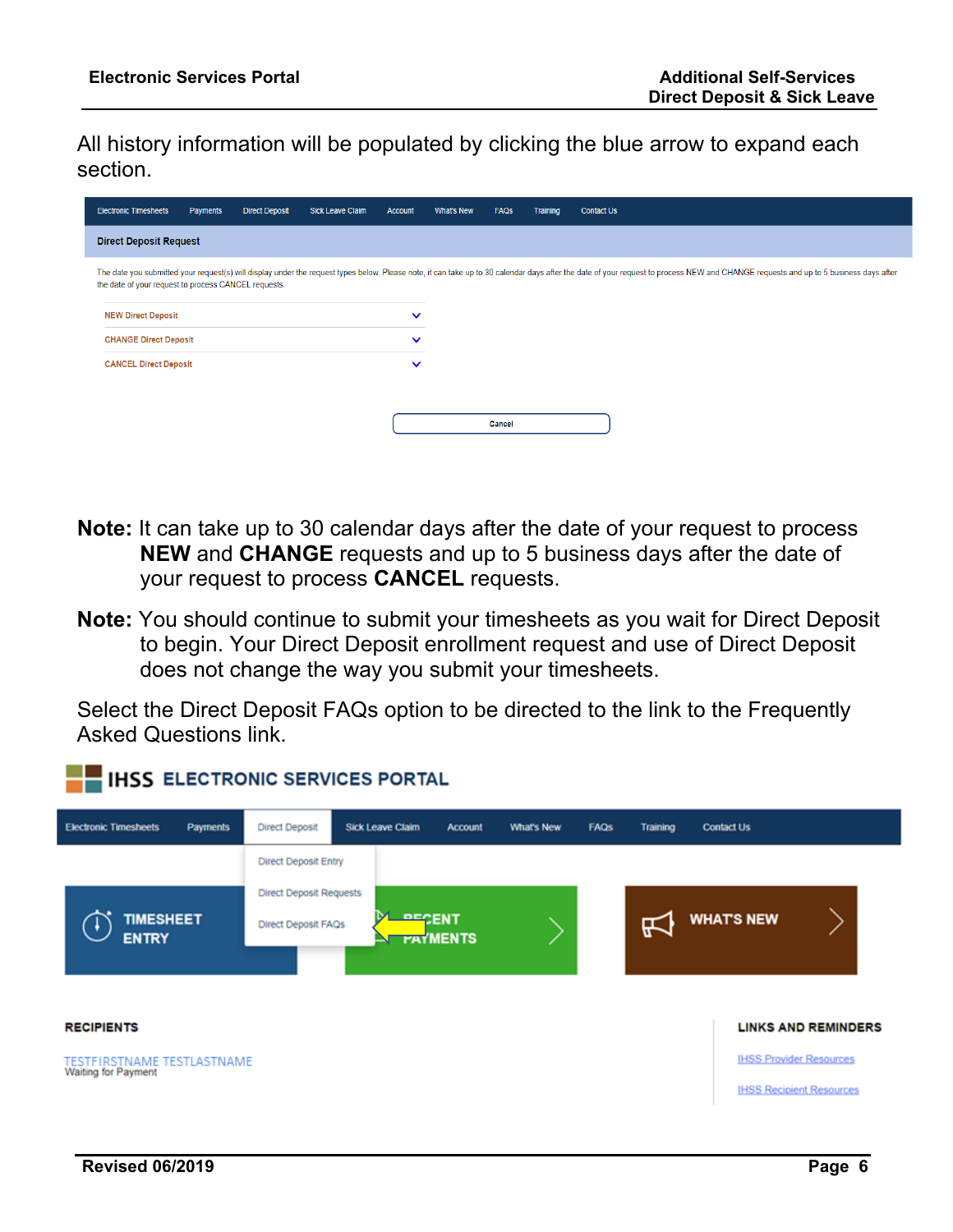All history information will be populated by clicking the blue arrow to expand each section.

**Note:** It can take up to 30 calendar days after the date of your request to process **NEW** and **CHANGE** requests and up to 5 business days after the date of your request to process **CANCEL** requests.

**Note:** You should continue to submit your timesheets as you wait for Direct Deposit to begin. Your Direct Deposit enrollment request and use of Direct Deposit does not change the way you submit your timesheets.

Select the Direct Deposit FAQs option to be directed to the link to the Frequently Asked Questions link.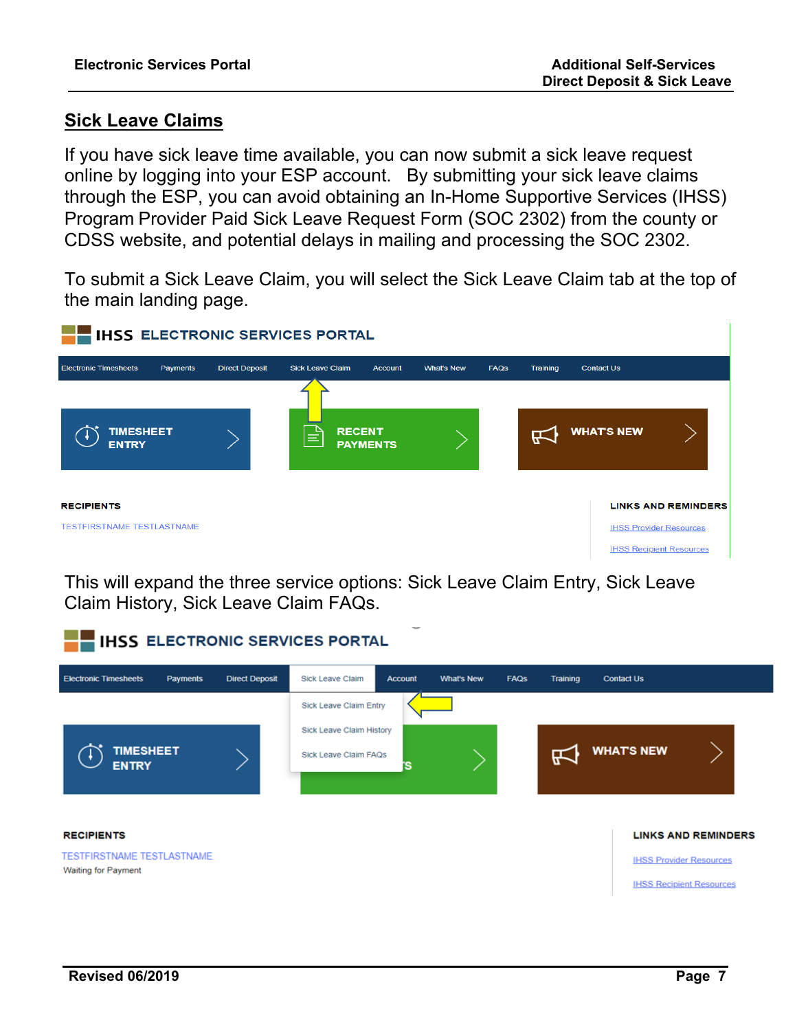## Sick Leave Claims

If you have sick leave time available, you can now submit a sick leave request online by logging into your ESP account. By submitting your sick leave claims through the ESP, you can avoid obtaining an In-Home Supportive Services (IHSS) Program Provider Paid Sick Leave Request Form (SOC 2302) from the county or CDSS website, and potential delays in mailing and processing the SOC 2302.

To submit a Sick Leave Claim, you will select the Sick Leave Claim tab at the top of the main landing page.

This will expand the three service options: Sick Leave Claim Entry, Sick Leave Claim History, Sick Leave Claim FAQs.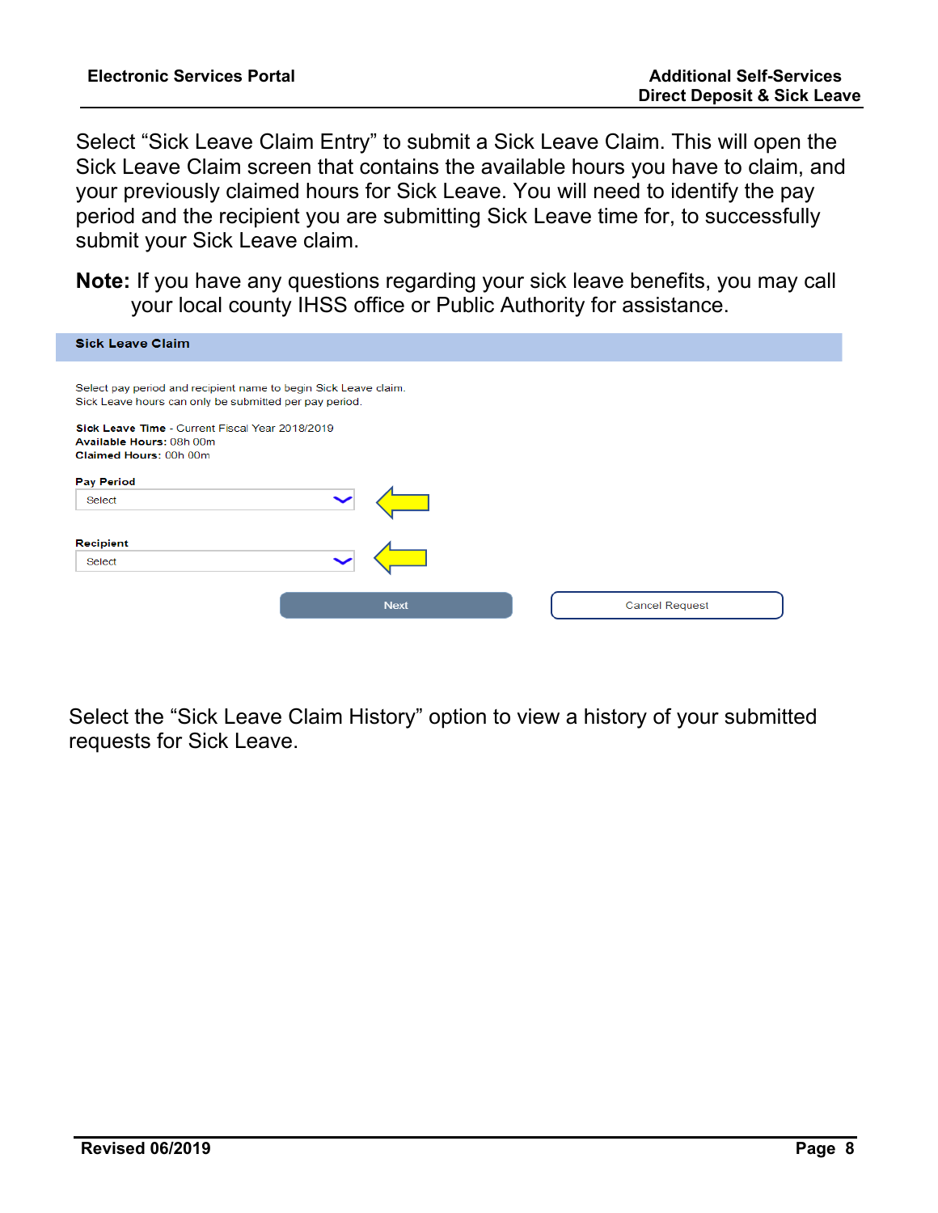Select “Sick Leave Claim Entry” to submit a Sick Leave Claim. This will open the Sick Leave Claim screen that contains the available hours you have to claim, and your previously claimed hours for Sick Leave. You will need to identify the pay period and the recipient you are submitting Sick Leave time for, to successfully submit your Sick Leave claim.

**Note:** If you have any questions regarding your sick leave benefits, you may call your local county IHSS office or Public Authority for assistance.

**Sick Leave Claim**

Select pay period and recipient name to begin Sick Leave claim.
Sick Leave hours can only be submitted per pay period.

**Sick Leave Time** - Current Fiscal Year 2018/2019
**Available Hours:** 08h 00m
**Claimed Hours:** 00h 00m

**Pay Period**
Select

**Recipient**
Select

Next | Cancel Request

Select the “Sick Leave Claim History” option to view a history of your submitted requests for Sick Leave.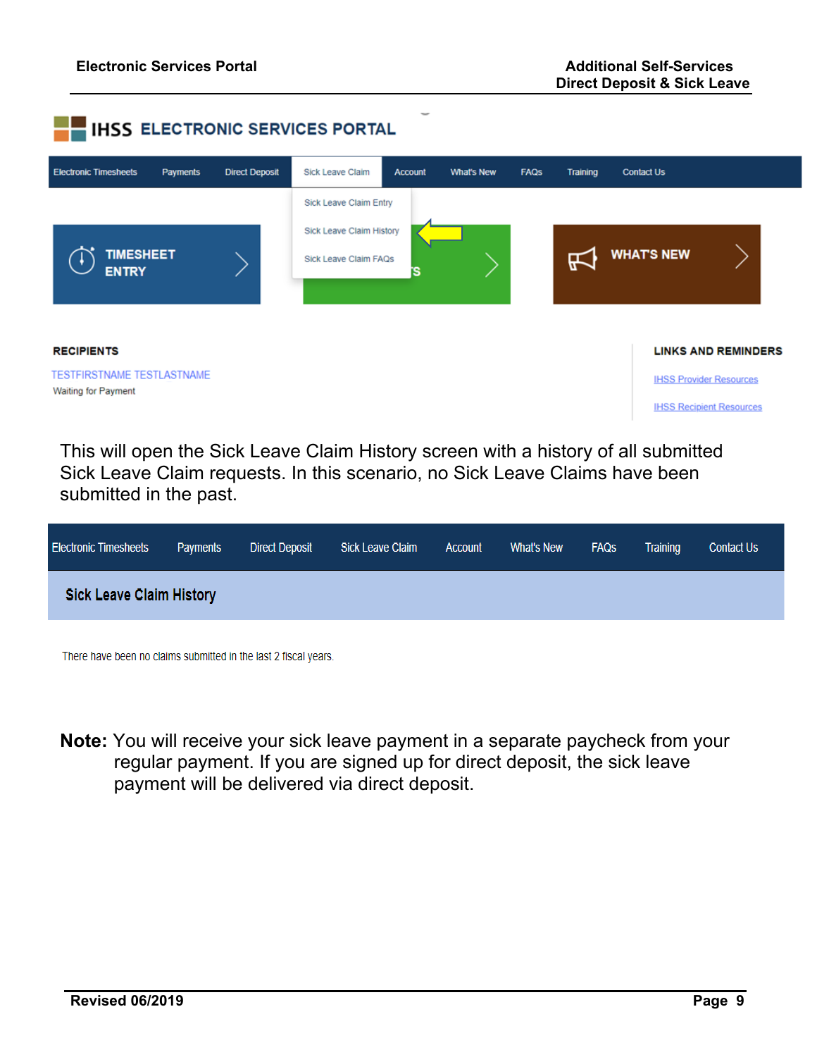This will open the Sick Leave Claim History screen with a history of all submitted Sick Leave Claim requests. In this scenario, no Sick Leave Claims have been submitted in the past.

**Note:** You will receive your sick leave payment in a separate paycheck from your regular payment. If you are signed up for direct deposit, the sick leave payment will be delivered via direct deposit.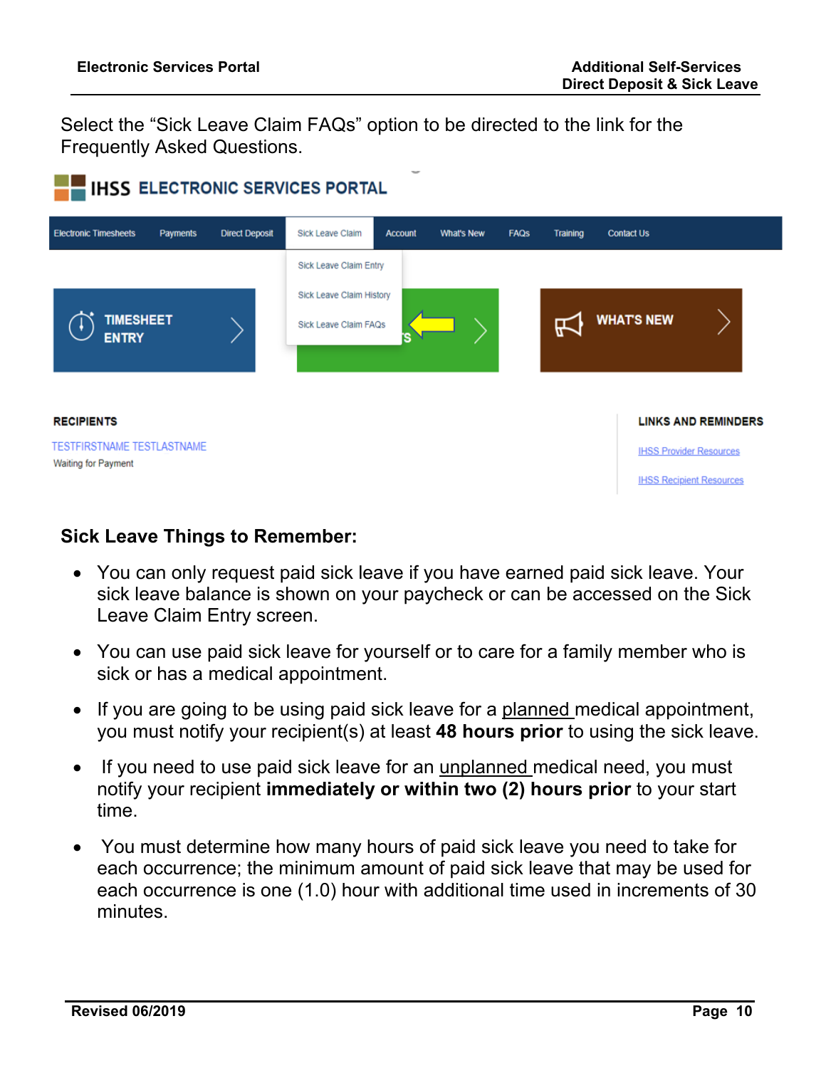Select the “Sick Leave Claim FAQs” option to be directed to the link for the Frequently Asked Questions.

IHSS ELECTRONIC SERVICES PORTAL

Electronic Timesheets | Payments | Direct Deposit | Sick Leave Claim | Account | What's New | FAQs | Training | Contact Us

Sick Leave Claim Entry

Sick Leave Claim History

Sick Leave Claim FAQs

TIMESHEET ENTRY

WHAT'S NEW

RECIPIENTS

TESTFIRSTNAME TESTLASTNAME

Waiting for Payment

LINKS AND REMINDERS

IHSS Provider Resources

IHSS Recipient Resources

## Sick Leave Things to Remember:

- You can only request paid sick leave if you have earned paid sick leave. Your sick leave balance is shown on your paycheck or can be accessed on the Sick Leave Claim Entry screen.
- You can use paid sick leave for yourself or to care for a family member who is sick or has a medical appointment.
- If you are going to be using paid sick leave for a planned medical appointment, you must notify your recipient(s) at least **48 hours prior** to using the sick leave.
- If you need to use paid sick leave for an unplanned medical need, you must notify your recipient **immediately or within two (2) hours prior** to your start time.
- You must determine how many hours of paid sick leave you need to take for each occurrence; the minimum amount of paid sick leave that may be used for each occurrence is one (1.0) hour with additional time used in increments of 30 minutes.